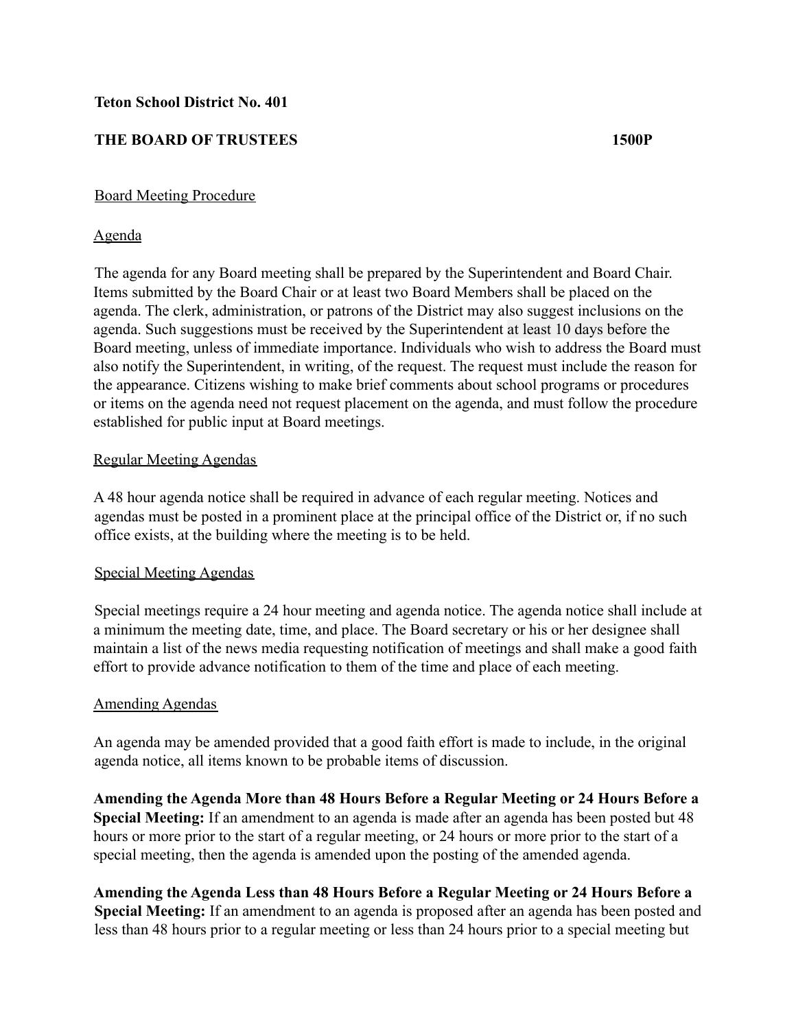**Teton School District No. 401**

**THE BOARD OF TRUSTEES 1500P**

Board Meeting Procedure

Agenda

The agenda for any Board meeting shall be prepared by the Superintendent and Board Chair. Items submitted by the Board Chair or at least two Board Members shall be placed on the agenda. The clerk, administration, or patrons of the District may also suggest inclusions on the agenda. Such suggestions must be received by the Superintendent at least 10 days before the Board meeting, unless of immediate importance. Individuals who wish to address the Board must also notify the Superintendent, in writing, of the request. The request must include the reason for the appearance. Citizens wishing to make brief comments about school programs or procedures or items on the agenda need not request placement on the agenda, and must follow the procedure established for public input at Board meetings.

Regular Meeting Agendas

A 48 hour agenda notice shall be required in advance of each regular meeting. Notices and agendas must be posted in a prominent place at the principal office of the District or, if no such office exists, at the building where the meeting is to be held.

Special Meeting Agendas

Special meetings require a 24 hour meeting and agenda notice. The agenda notice shall include at a minimum the meeting date, time, and place. The Board secretary or his or her designee shall maintain a list of the news media requesting notification of meetings and shall make a good faith effort to provide advance notification to them of the time and place of each meeting.

Amending Agendas

An agenda may be amended provided that a good faith effort is made to include, in the original agenda notice, all items known to be probable items of discussion.

**Amending the Agenda More than 48 Hours Before a Regular Meeting or 24 Hours Before a Special Meeting:** If an amendment to an agenda is made after an agenda has been posted but 48 hours or more prior to the start of a regular meeting, or 24 hours or more prior to the start of a special meeting, then the agenda is amended upon the posting of the amended agenda.

**Amending the Agenda Less than 48 Hours Before a Regular Meeting or 24 Hours Before a Special Meeting:** If an amendment to an agenda is proposed after an agenda has been posted and less than 48 hours prior to a regular meeting or less than 24 hours prior to a special meeting but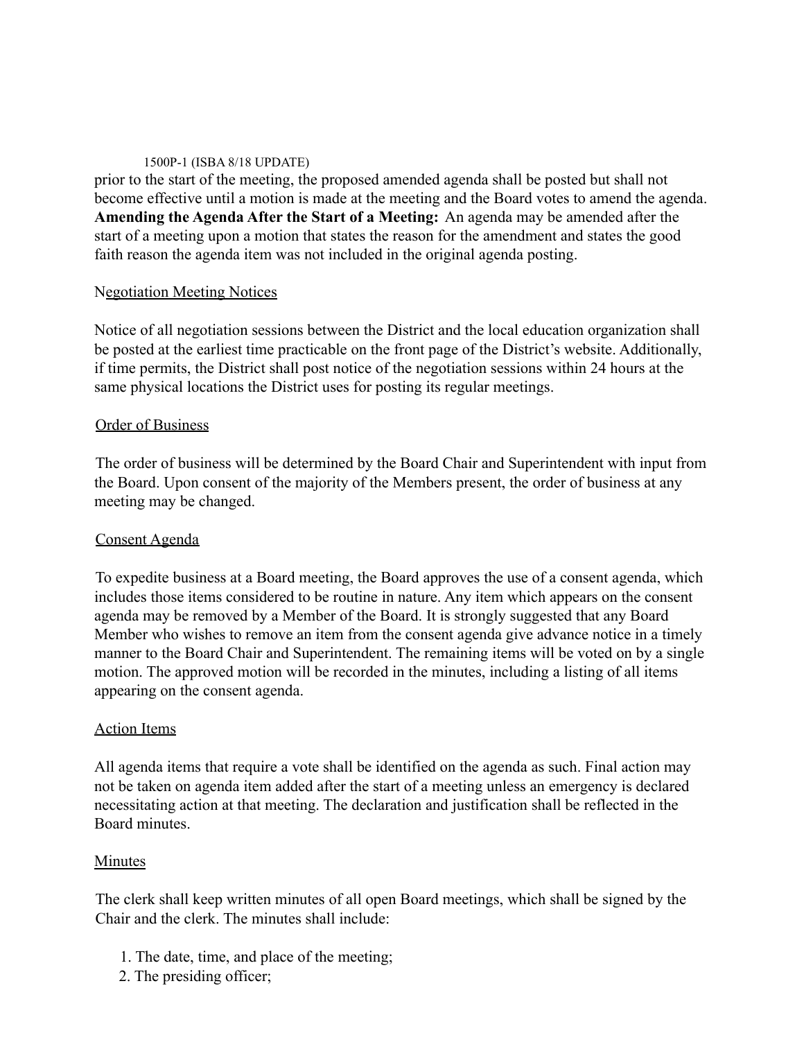prior to the start of the meeting, the proposed amended agenda shall be posted but shall not become effective until a motion is made at the meeting and the Board votes to amend the agenda. **Amending the Agenda After the Start of a Meeting:** An agenda may be amended after the start of a meeting upon a motion that states the reason for the amendment and states the good faith reason the agenda item was not included in the original agenda posting.

## Negotiation Meeting Notices

Notice of all negotiation sessions between the District and the local education organization shall be posted at the earliest time practicable on the front page of the District's website. Additionally, if time permits, the District shall post notice of the negotiation sessions within 24 hours at the same physical locations the District uses for posting its regular meetings.

## Order of Business

The order of business will be determined by the Board Chair and Superintendent with input from the Board. Upon consent of the majority of the Members present, the order of business at any meeting may be changed.

## Consent Agenda

To expedite business at a Board meeting, the Board approves the use of a consent agenda, which includes those items considered to be routine in nature. Any item which appears on the consent agenda may be removed by a Member of the Board. It is strongly suggested that any Board Member who wishes to remove an item from the consent agenda give advance notice in a timely manner to the Board Chair and Superintendent. The remaining items will be voted on by a single motion. The approved motion will be recorded in the minutes, including a listing of all items appearing on the consent agenda.

## Action Items

All agenda items that require a vote shall be identified on the agenda as such. Final action may not be taken on agenda item added after the start of a meeting unless an emergency is declared necessitating action at that meeting. The declaration and justification shall be reflected in the Board minutes.

## Minutes

The clerk shall keep written minutes of all open Board meetings, which shall be signed by the Chair and the clerk. The minutes shall include:

1. The date, time, and place of the meeting;
2. The presiding officer;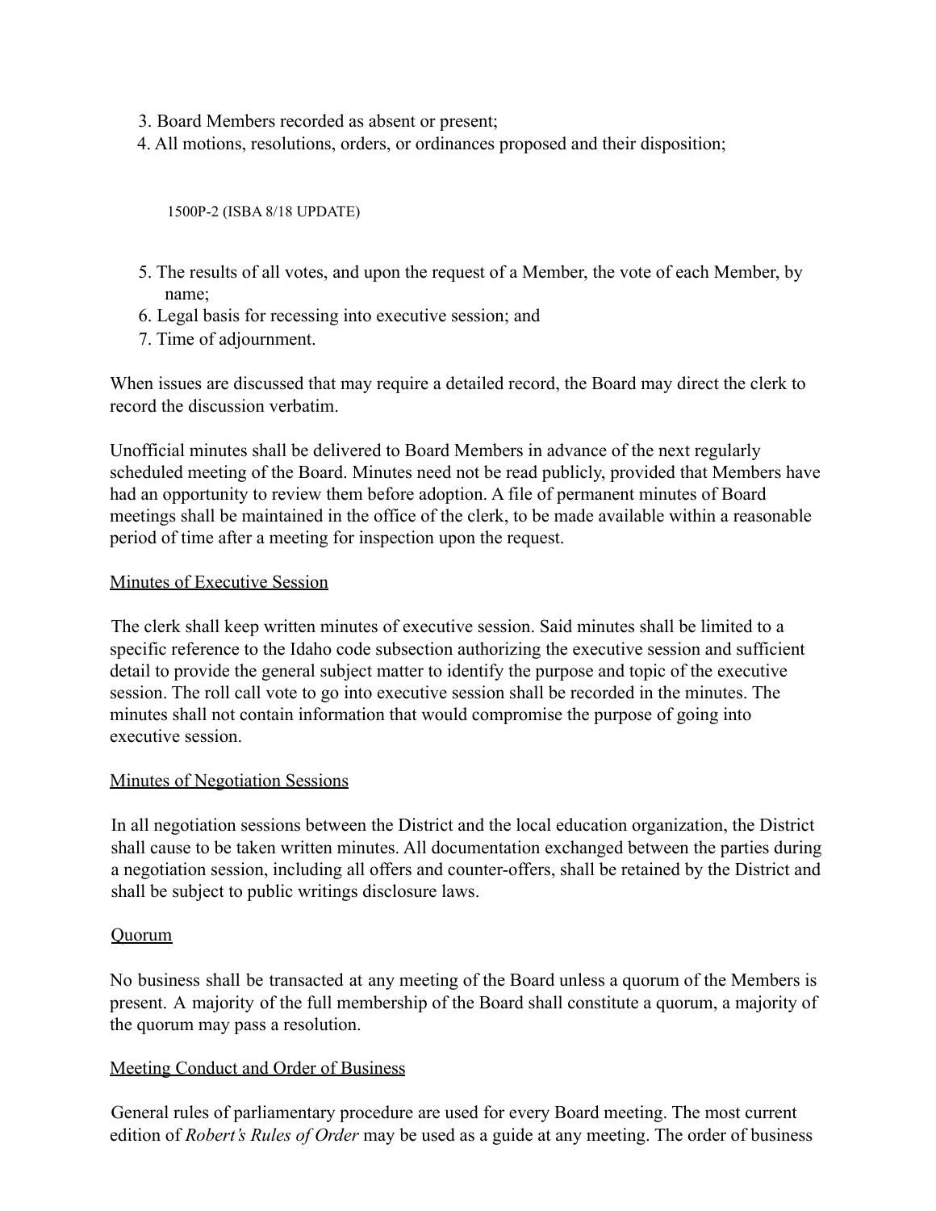3. Board Members recorded as absent or present;
4. All motions, resolutions, orders, or ordinances proposed and their disposition;
5. The results of all votes, and upon the request of a Member, the vote of each Member, by name;
6. Legal basis for recessing into executive session; and
7. Time of adjournment.

When issues are discussed that may require a detailed record, the Board may direct the clerk to record the discussion verbatim.

Unofficial minutes shall be delivered to Board Members in advance of the next regularly scheduled meeting of the Board. Minutes need not be read publicly, provided that Members have had an opportunity to review them before adoption. A file of permanent minutes of Board meetings shall be maintained in the office of the clerk, to be made available within a reasonable period of time after a meeting for inspection upon the request.

Minutes of Executive Session

The clerk shall keep written minutes of executive session. Said minutes shall be limited to a specific reference to the Idaho code subsection authorizing the executive session and sufficient detail to provide the general subject matter to identify the purpose and topic of the executive session. The roll call vote to go into executive session shall be recorded in the minutes. The minutes shall not contain information that would compromise the purpose of going into executive session.

Minutes of Negotiation Sessions

In all negotiation sessions between the District and the local education organization, the District shall cause to be taken written minutes. All documentation exchanged between the parties during a negotiation session, including all offers and counter-offers, shall be retained by the District and shall be subject to public writings disclosure laws.

Quorum

No business shall be transacted at any meeting of the Board unless a quorum of the Members is present. A majority of the full membership of the Board shall constitute a quorum, a majority of the quorum may pass a resolution.

Meeting Conduct and Order of Business

General rules of parliamentary procedure are used for every Board meeting. The most current edition of *Robert's Rules of Order* may be used as a guide at any meeting. The order of business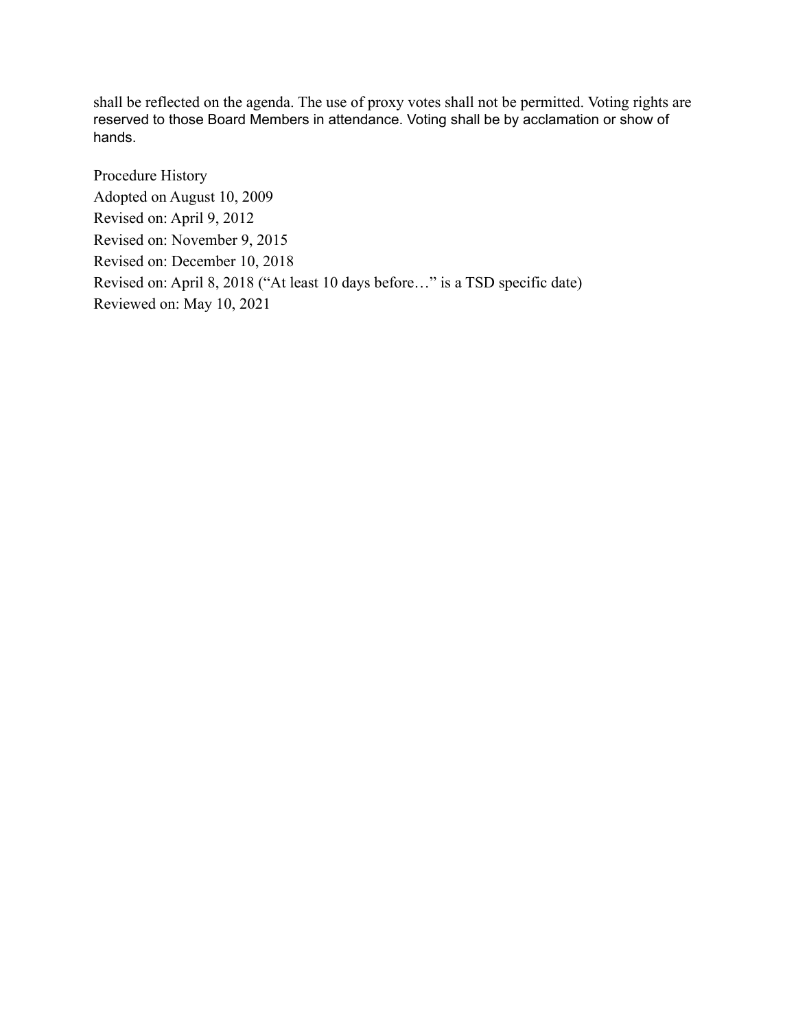shall be reflected on the agenda. The use of proxy votes shall not be permitted. Voting rights are reserved to those Board Members in attendance. Voting shall be by acclamation or show of hands.

Procedure History
Adopted on August 10, 2009
Revised on: April 9, 2012
Revised on: November 9, 2015
Revised on: December 10, 2018
Revised on: April 8, 2018 ("At least 10 days before…" is a TSD specific date)
Reviewed on: May 10, 2021